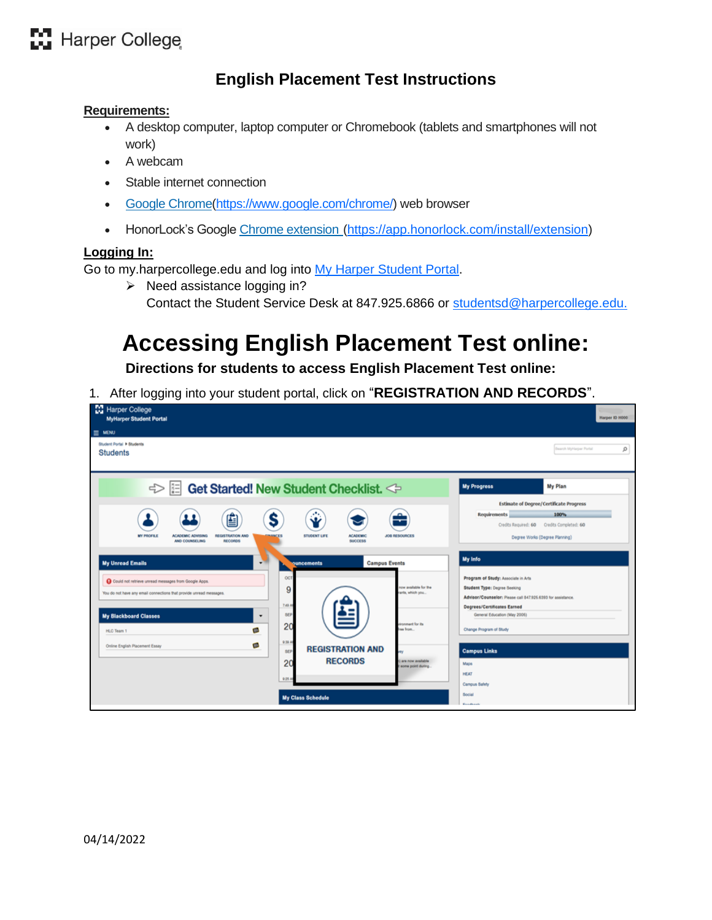# English Placement Test Instructions

**Requirements:**

- A desktop computer, laptop computer or Chromebook (tablets and smartphones will not work)
- A webcam
- Stable internet connection
- Google Chrome(https://www.google.com/chrome/) web browser
- HonorLock's Google Chrome extension (https://app.honorlock.com/install/extension)

**Logging In:**

Go to my.harpercollege.edu and log into My Harper Student Portal.

- ➢ Need assistance logging in?
  Contact the Student Service Desk at 847.925.6866 or studentsd@harpercollege.edu.

# Accessing English Placement Test online:

**Directions for students to access English Placement Test online:**

1. After logging into your student portal, click on "**REGISTRATION AND RECORDS**".

04/14/2022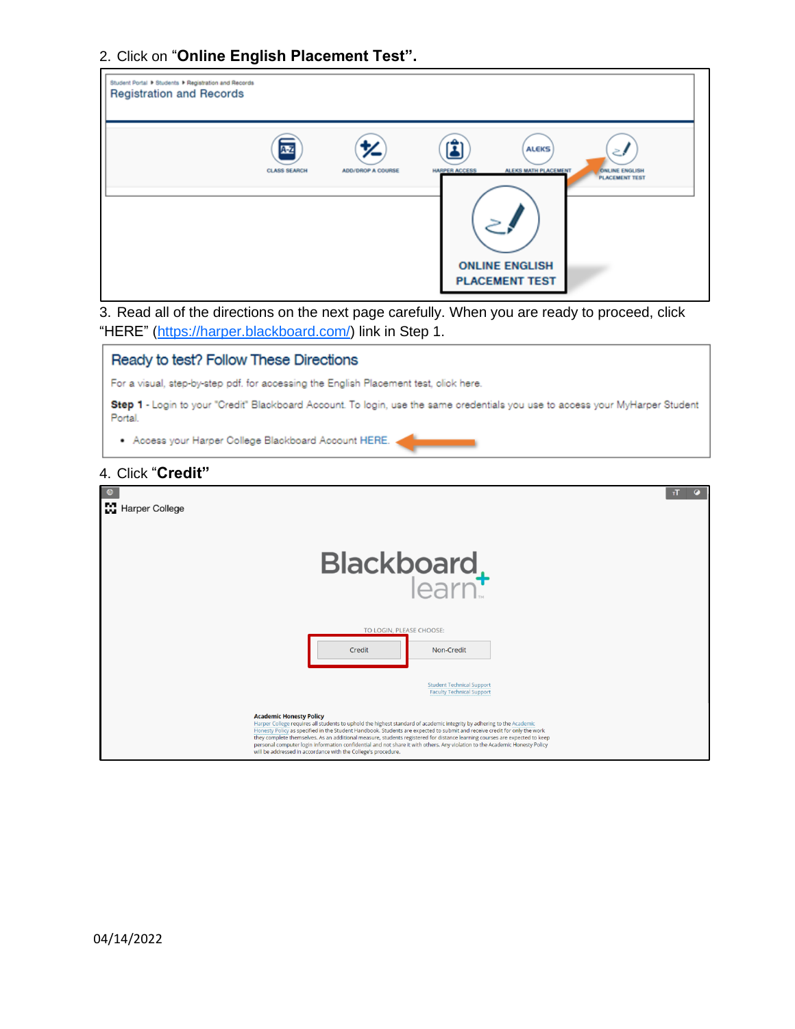2. Click on "**Online English Placement Test**".

3. Read all of the directions on the next page carefully. When you are ready to proceed, click "HERE" (https://harper.blackboard.com/) link in Step 1.

4. Click "**Credit**"

04/14/2022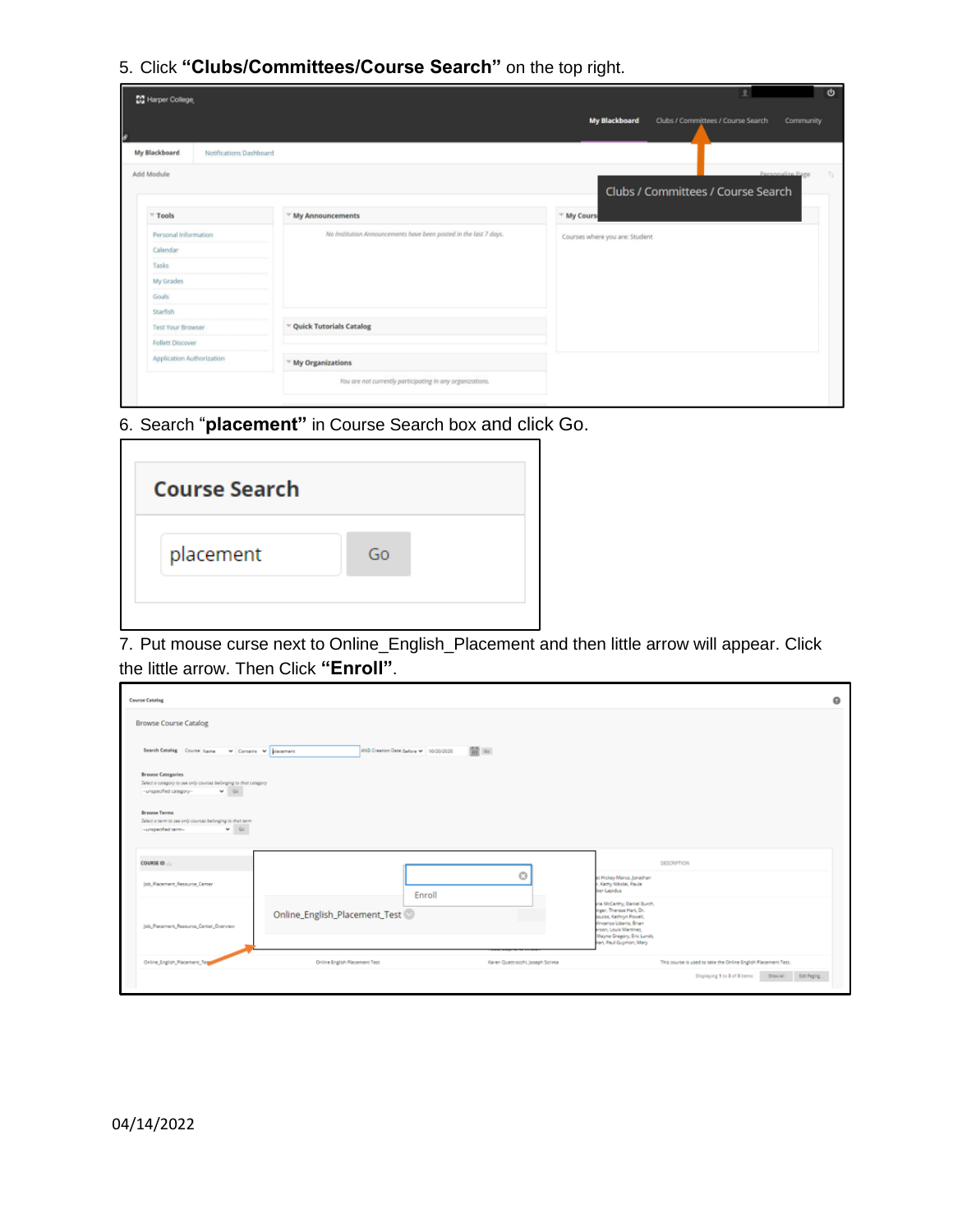5. Click **"Clubs/Committees/Course Search"** on the top right.

6. Search "**placement"** in Course Search box and click Go.

7. Put mouse curse next to Online_English_Placement and then little arrow will appear. Click the little arrow. Then Click **"Enroll"**.

04/14/2022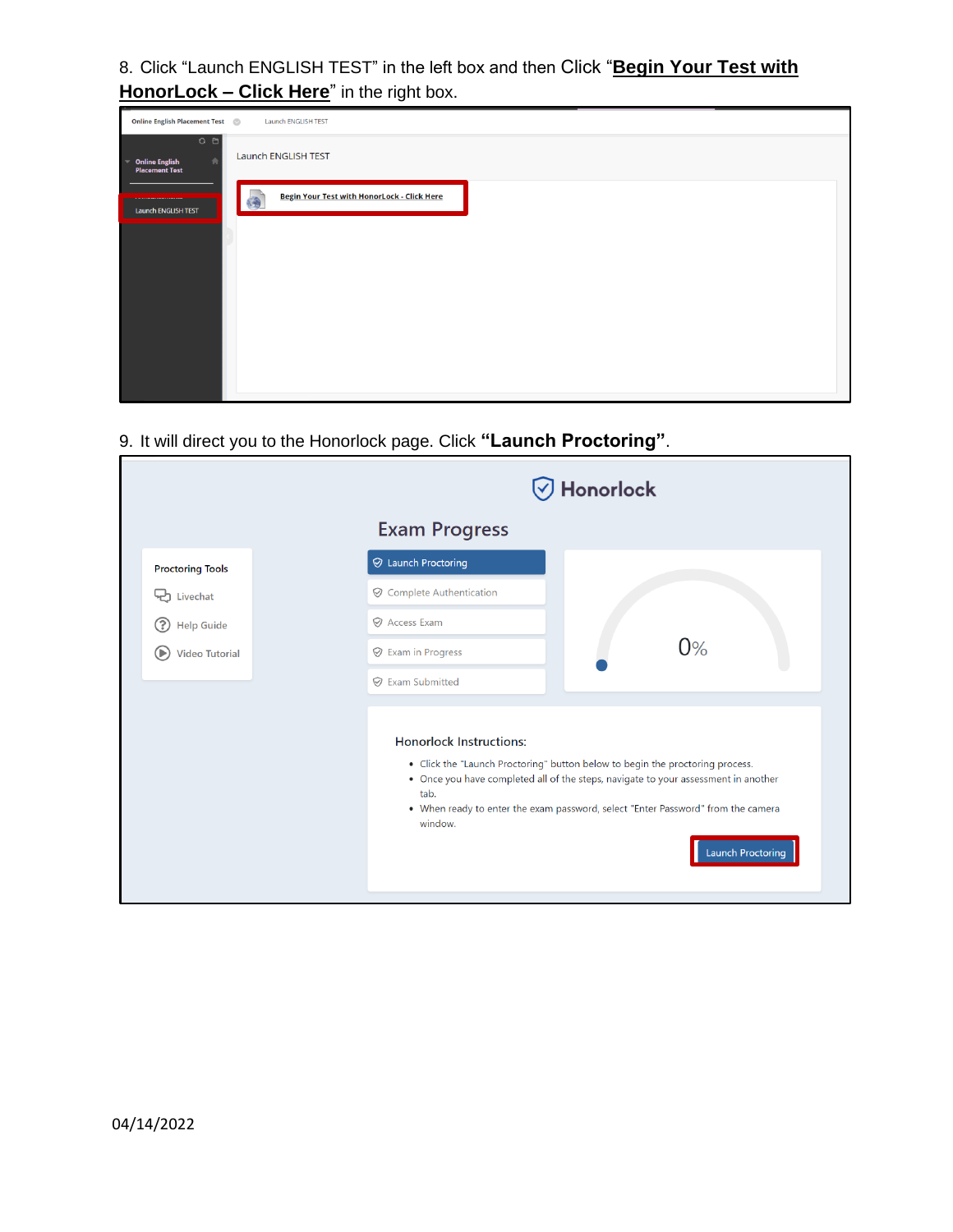8. Click "Launch ENGLISH TEST" in the left box and then Click "**Begin Your Test with HonorLock – Click Here**" in the right box.

9. It will direct you to the Honorlock page. Click **"Launch Proctoring"**.

04/14/2022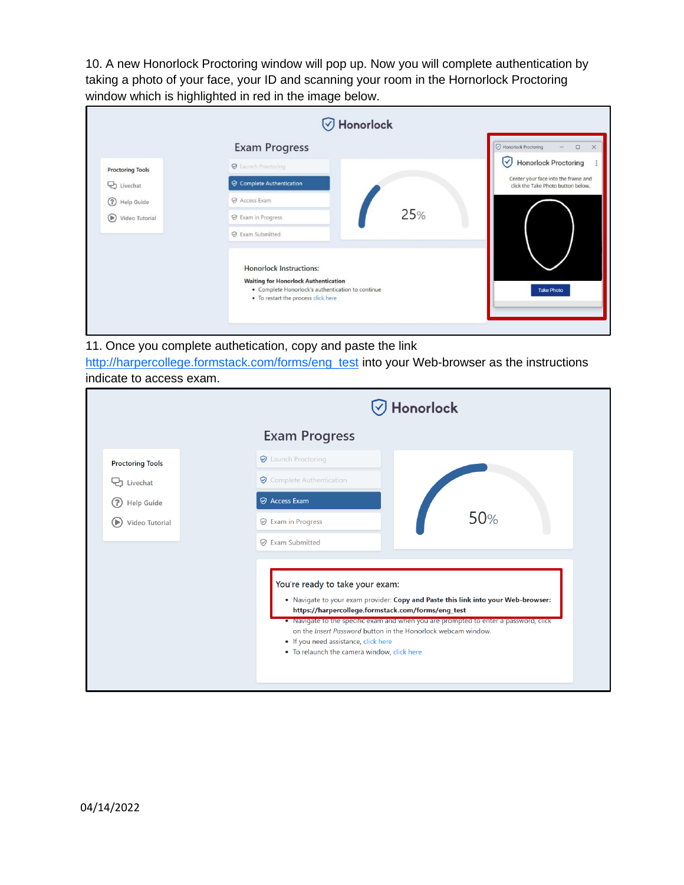10. A new Honorlock Proctoring window will pop up. Now you will complete authentication by taking a photo of your face, your ID and scanning your room in the Hornorlock Proctoring window which is highlighted in red in the image below.

11. Once you complete authetication, copy and paste the link [http://harpercollege.formstack.com/forms/eng_test](http://harpercollege.formstack.com/forms/eng_test) into your Web-browser as the instructions indicate to access exam.

04/14/2022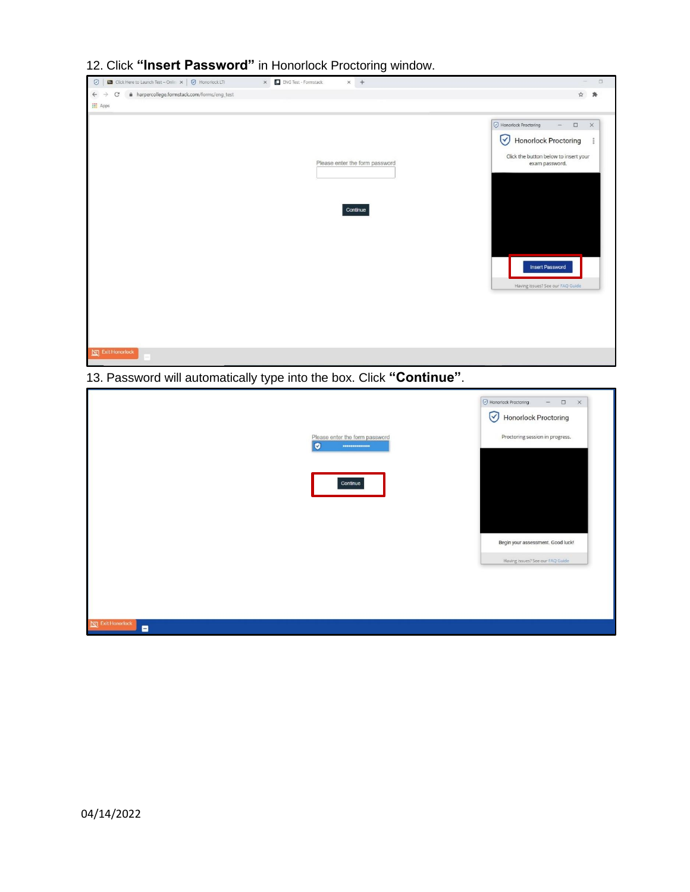12. Click **"Insert Password"** in Honorlock Proctoring window.

13. Password will automatically type into the box. Click **"Continue"**.

04/14/2022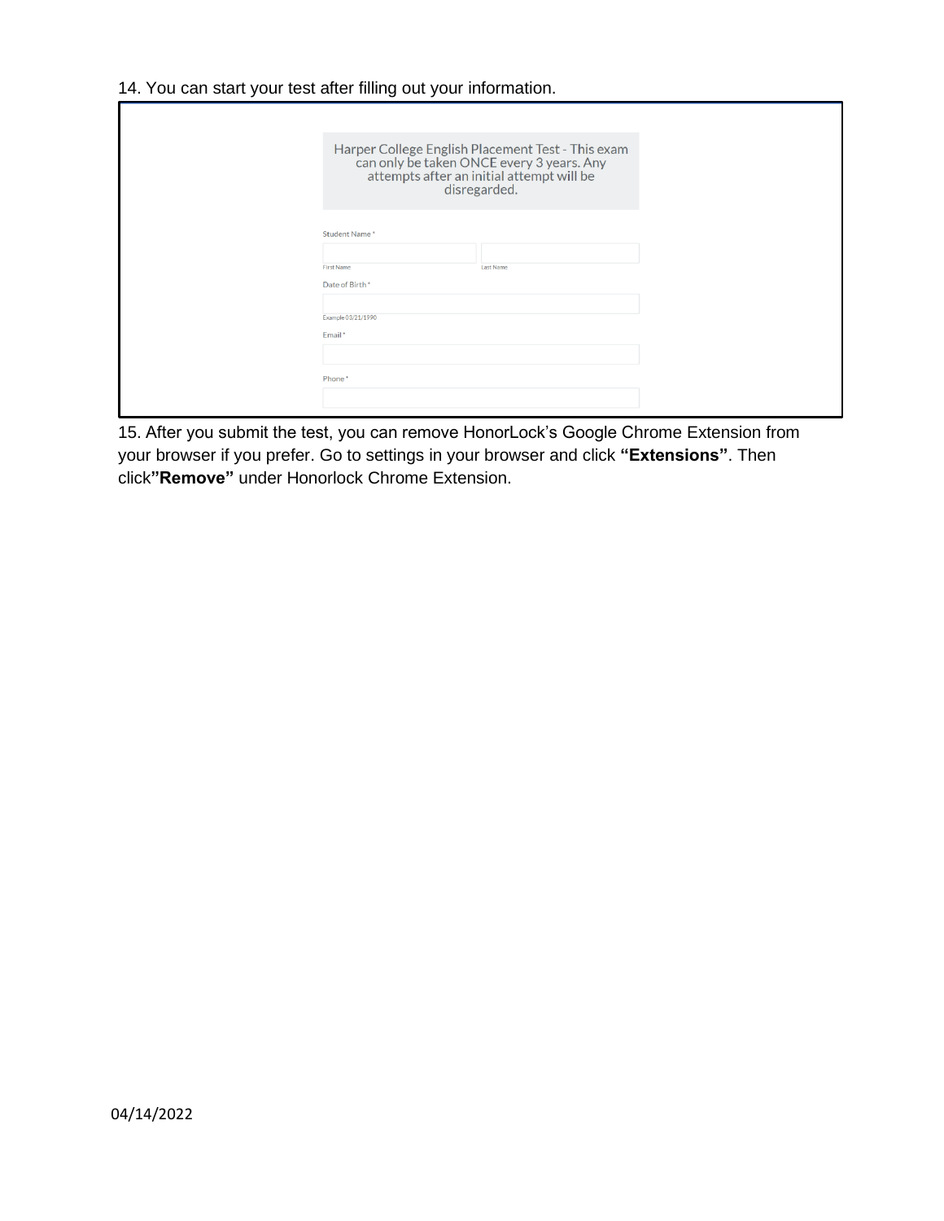14. You can start your test after filling out your information.

Harper College English Placement Test - This exam can only be taken ONCE every 3 years. Any attempts after an initial attempt will be disregarded.

Student Name*

First Name

Last Name

Date of Birth*

Example 03/21/1990

Email*

Phone*

15. After you submit the test, you can remove HonorLock's Google Chrome Extension from your browser if you prefer. Go to settings in your browser and click **"Extensions"**. Then click**"Remove"** under Honorlock Chrome Extension.

04/14/2022